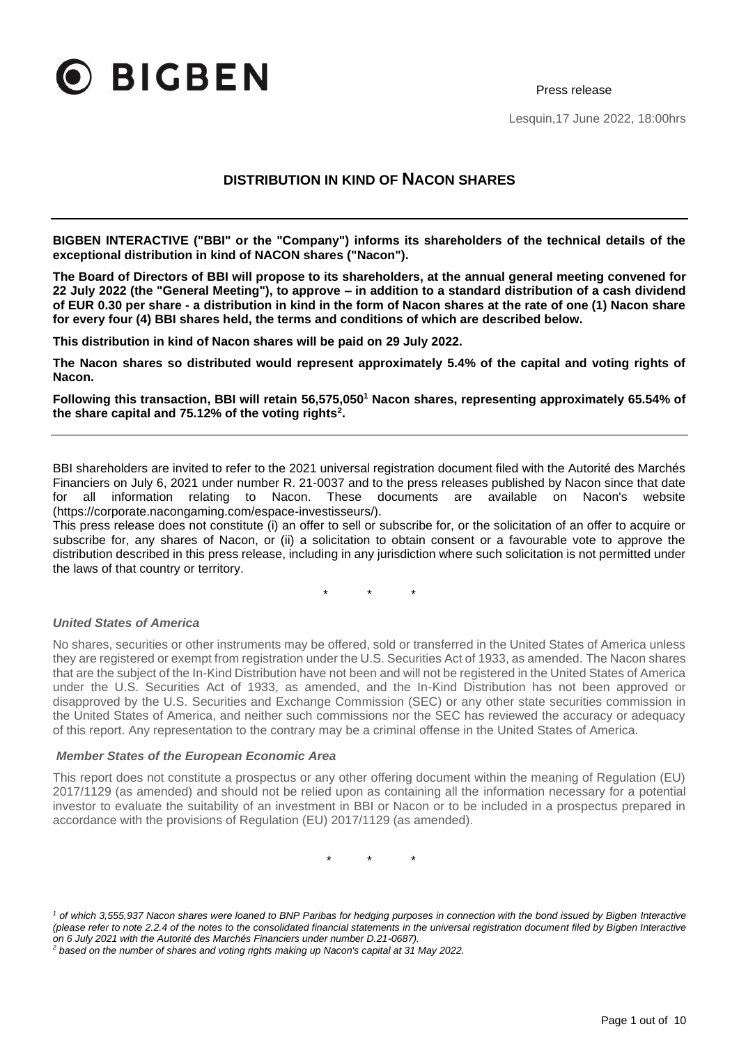# BIGBEN

Press release

Lesquin,17 June 2022, 18:00hrs

## DISTRIBUTION IN KIND OF NACON SHARES

**BIGBEN INTERACTIVE ("BBI" or the "Company") informs its shareholders of the technical details of the exceptional distribution in kind of NACON shares ("Nacon").**

**The Board of Directors of BBI will propose to its shareholders, at the annual general meeting convened for 22 July 2022 (the "General Meeting"), to approve – in addition to a standard distribution of a cash dividend of EUR 0.30 per share - a distribution in kind in the form of Nacon shares at the rate of one (1) Nacon share for every four (4) BBI shares held, the terms and conditions of which are described below.**

**This distribution in kind of Nacon shares will be paid on 29 July 2022.**

**The Nacon shares so distributed would represent approximately 5.4% of the capital and voting rights of Nacon.**

**Following this transaction, BBI will retain 56,575,050[1] Nacon shares, representing approximately 65.54% of the share capital and 75.12% of the voting rights[2].**

---

BBI shareholders are invited to refer to the 2021 universal registration document filed with the Autorité des Marchés Financiers on July 6, 2021 under number R. 21-0037 and to the press releases published by Nacon since that date for all information relating to Nacon. These documents are available on Nacon's website (https://corporate.nacongaming.com/espace-investisseurs/).

This press release does not constitute (i) an offer to sell or subscribe for, or the solicitation of an offer to acquire or subscribe for, any shares of Nacon, or (ii) a solicitation to obtain consent or a favourable vote to approve the distribution described in this press release, including in any jurisdiction where such solicitation is not permitted under the laws of that country or territory.

\* \* \*

### *United States of America*

No shares, securities or other instruments may be offered, sold or transferred in the United States of America unless they are registered or exempt from registration under the U.S. Securities Act of 1933, as amended. The Nacon shares that are the subject of the In-Kind Distribution have not been and will not be registered in the United States of America under the U.S. Securities Act of 1933, as amended, and the In-Kind Distribution has not been approved or disapproved by the U.S. Securities and Exchange Commission (SEC) or any other state securities commission in the United States of America, and neither such commissions nor the SEC has reviewed the accuracy or adequacy of this report. Any representation to the contrary may be a criminal offense in the United States of America.

### *Member States of the European Economic Area*

This report does not constitute a prospectus or any other offering document within the meaning of Regulation (EU) 2017/1129 (as amended) and should not be relied upon as containing all the information necessary for a potential investor to evaluate the suitability of an investment in BBI or Nacon or to be included in a prospectus prepared in accordance with the provisions of Regulation (EU) 2017/1129 (as amended).

\* \* \*

*[1] of which 3,555,937 Nacon shares were loaned to BNP Paribas for hedging purposes in connection with the bond issued by Bigben Interactive (please refer to note 2.2.4 of the notes to the consolidated financial statements in the universal registration document filed by Bigben Interactive on 6 July 2021 with the Autorité des Marchés Financiers under number D.21-0687).*

*[2] based on the number of shares and voting rights making up Nacon's capital at 31 May 2022.*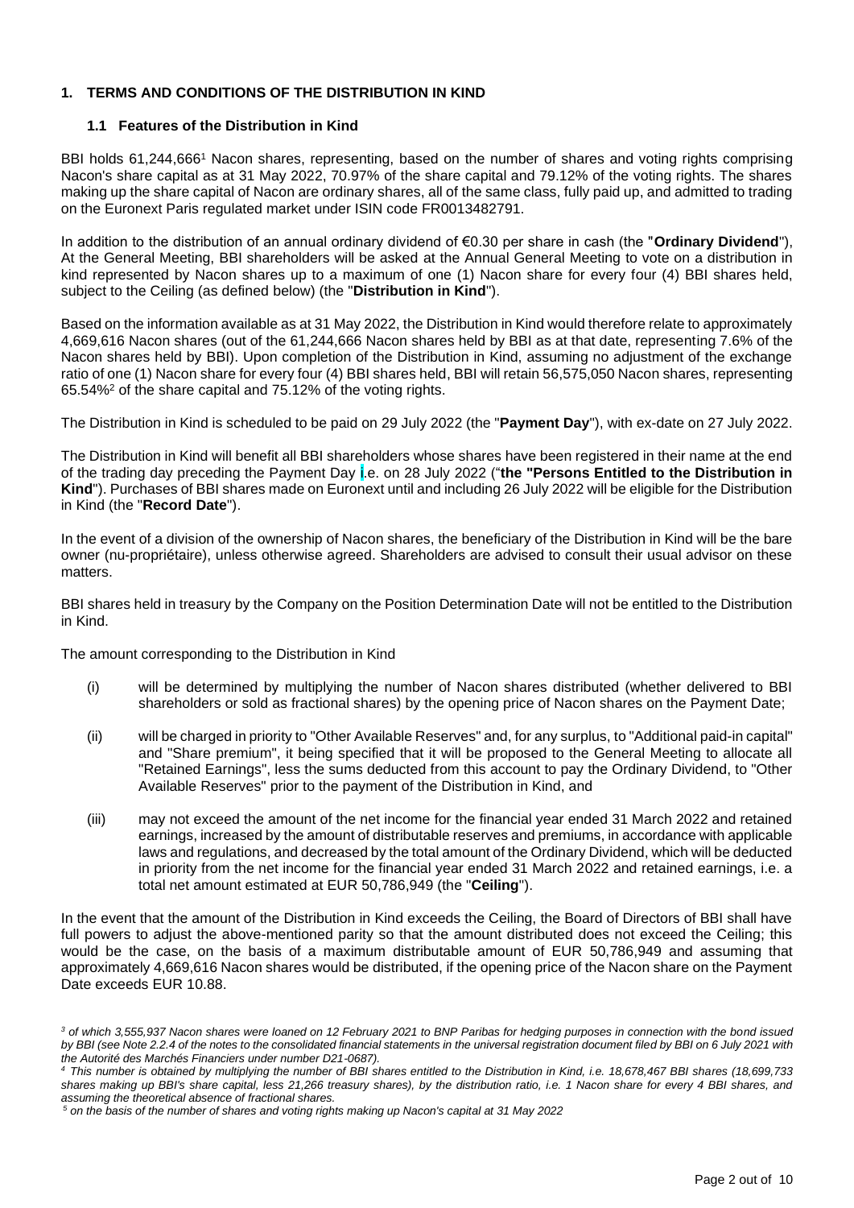## 1. TERMS AND CONDITIONS OF THE DISTRIBUTION IN KIND

### 1.1 Features of the Distribution in Kind

BBI holds 61,244,666[1] Nacon shares, representing, based on the number of shares and voting rights comprising Nacon's share capital as at 31 May 2022, 70.97% of the share capital and 79.12% of the voting rights. The shares making up the share capital of Nacon are ordinary shares, all of the same class, fully paid up, and admitted to trading on the Euronext Paris regulated market under ISIN code FR0013482791.

In addition to the distribution of an annual ordinary dividend of €0.30 per share in cash (the "**Ordinary Dividend**"), At the General Meeting, BBI shareholders will be asked at the Annual General Meeting to vote on a distribution in kind represented by Nacon shares up to a maximum of one (1) Nacon share for every four (4) BBI shares held, subject to the Ceiling (as defined below) (the "**Distribution in Kind**").

Based on the information available as at 31 May 2022, the Distribution in Kind would therefore relate to approximately 4,669,616 Nacon shares (out of the 61,244,666 Nacon shares held by BBI as at that date, representing 7.6% of the Nacon shares held by BBI). Upon completion of the Distribution in Kind, assuming no adjustment of the exchange ratio of one (1) Nacon share for every four (4) BBI shares held, BBI will retain 56,575,050 Nacon shares, representing 65.54%[2] of the share capital and 75.12% of the voting rights.

The Distribution in Kind is scheduled to be paid on 29 July 2022 (the "**Payment Day**"), with ex-date on 27 July 2022.

The Distribution in Kind will benefit all BBI shareholders whose shares have been registered in their name at the end of the trading day preceding the Payment Day i.e. on 28 July 2022 ("**the "Persons Entitled to the Distribution in Kind**"). Purchases of BBI shares made on Euronext until and including 26 July 2022 will be eligible for the Distribution in Kind (the "**Record Date**").

In the event of a division of the ownership of Nacon shares, the beneficiary of the Distribution in Kind will be the bare owner (nu-propriétaire), unless otherwise agreed. Shareholders are advised to consult their usual advisor on these matters.

BBI shares held in treasury by the Company on the Position Determination Date will not be entitled to the Distribution in Kind.

The amount corresponding to the Distribution in Kind

(i) will be determined by multiplying the number of Nacon shares distributed (whether delivered to BBI shareholders or sold as fractional shares) by the opening price of Nacon shares on the Payment Date;

(ii) will be charged in priority to "Other Available Reserves" and, for any surplus, to "Additional paid-in capital" and "Share premium", it being specified that it will be proposed to the General Meeting to allocate all "Retained Earnings", less the sums deducted from this account to pay the Ordinary Dividend, to "Other Available Reserves" prior to the payment of the Distribution in Kind, and

(iii) may not exceed the amount of the net income for the financial year ended 31 March 2022 and retained earnings, increased by the amount of distributable reserves and premiums, in accordance with applicable laws and regulations, and decreased by the total amount of the Ordinary Dividend, which will be deducted in priority from the net income for the financial year ended 31 March 2022 and retained earnings, i.e. a total net amount estimated at EUR 50,786,949 (the "**Ceiling**").

In the event that the amount of the Distribution in Kind exceeds the Ceiling, the Board of Directors of BBI shall have full powers to adjust the above-mentioned parity so that the amount distributed does not exceed the Ceiling; this would be the case, on the basis of a maximum distributable amount of EUR 50,786,949 and assuming that approximately 4,669,616 Nacon shares would be distributed, if the opening price of the Nacon share on the Payment Date exceeds EUR 10.88.

---

*[3] of which 3,555,937 Nacon shares were loaned on 12 February 2021 to BNP Paribas for hedging purposes in connection with the bond issued by BBI (see Note 2.2.4 of the notes to the consolidated financial statements in the universal registration document filed by BBI on 6 July 2021 with the Autorité des Marchés Financiers under number D21-0687).*

*[4] This number is obtained by multiplying the number of BBI shares entitled to the Distribution in Kind, i.e. 18,678,467 BBI shares (18,699,733 shares making up BBI's share capital, less 21,266 treasury shares), by the distribution ratio, i.e. 1 Nacon share for every 4 BBI shares, and assuming the theoretical absence of fractional shares.*

*[5] on the basis of the number of shares and voting rights making up Nacon's capital at 31 May 2022*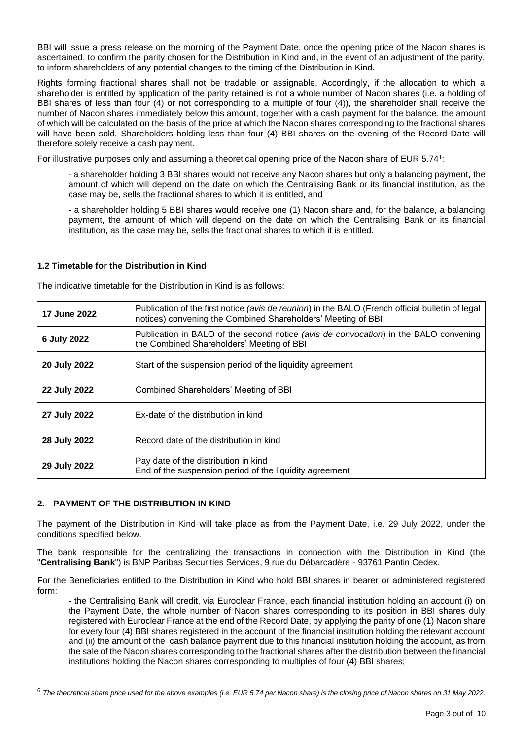BBI will issue a press release on the morning of the Payment Date, once the opening price of the Nacon shares is ascertained, to confirm the parity chosen for the Distribution in Kind and, in the event of an adjustment of the parity, to inform shareholders of any potential changes to the timing of the Distribution in Kind.

Rights forming fractional shares shall not be tradable or assignable. Accordingly, if the allocation to which a shareholder is entitled by application of the parity retained is not a whole number of Nacon shares (i.e. a holding of BBI shares of less than four (4) or not corresponding to a multiple of four (4)), the shareholder shall receive the number of Nacon shares immediately below this amount, together with a cash payment for the balance, the amount of which will be calculated on the basis of the price at which the Nacon shares corresponding to the fractional shares will have been sold. Shareholders holding less than four (4) BBI shares on the evening of the Record Date will therefore solely receive a cash payment.

For illustrative purposes only and assuming a theoretical opening price of the Nacon share of EUR 5.74[1]:

- a shareholder holding 3 BBI shares would not receive any Nacon shares but only a balancing payment, the amount of which will depend on the date on which the Centralising Bank or its financial institution, as the case may be, sells the fractional shares to which it is entitled, and

- a shareholder holding 5 BBI shares would receive one (1) Nacon share and, for the balance, a balancing payment, the amount of which will depend on the date on which the Centralising Bank or its financial institution, as the case may be, sells the fractional shares to which it is entitled.

**1.2 Timetable for the Distribution in Kind**

The indicative timetable for the Distribution in Kind is as follows:

| | |
|---|---|
| **17 June 2022** | Publication of the first notice *(avis de reunion*) in the BALO (French official bulletin of legal notices) convening the Combined Shareholders' Meeting of BBI |
| **6 July 2022** | Publication in BALO of the second notice *(avis de convocation*) in the BALO convening the Combined Shareholders' Meeting of BBI |
| **20 July 2022** | Start of the suspension period of the liquidity agreement |
| **22 July 2022** | Combined Shareholders' Meeting of BBI |
| **27 July 2022** | Ex-date of the distribution in kind |
| **28 July 2022** | Record date of the distribution in kind |
| **29 July 2022** | Pay date of the distribution in kind<br>End of the suspension period of the liquidity agreement |

## 2. PAYMENT OF THE DISTRIBUTION IN KIND

The payment of the Distribution in Kind will take place as from the Payment Date, i.e. 29 July 2022, under the conditions specified below.

The bank responsible for the centralizing the transactions in connection with the Distribution in Kind (the "**Centralising Bank**") is BNP Paribas Securities Services, 9 rue du Débarcadère - 93761 Pantin Cedex.

For the Beneficiaries entitled to the Distribution in Kind who hold BBI shares in bearer or administered registered form:

- the Centralising Bank will credit, via Euroclear France, each financial institution holding an account (i) on the Payment Date, the whole number of Nacon shares corresponding to its position in BBI shares duly registered with Euroclear France at the end of the Record Date, by applying the parity of one (1) Nacon share for every four (4) BBI shares registered in the account of the financial institution holding the relevant account and (ii) the amount of the cash balance payment due to this financial institution holding the account, as from the sale of the Nacon shares corresponding to the fractional shares after the distribution between the financial institutions holding the Nacon shares corresponding to multiples of four (4) BBI shares;

[6] *The theoretical share price used for the above examples (i.e. EUR 5.74 per Nacon share) is the closing price of Nacon shares on 31 May 2022.*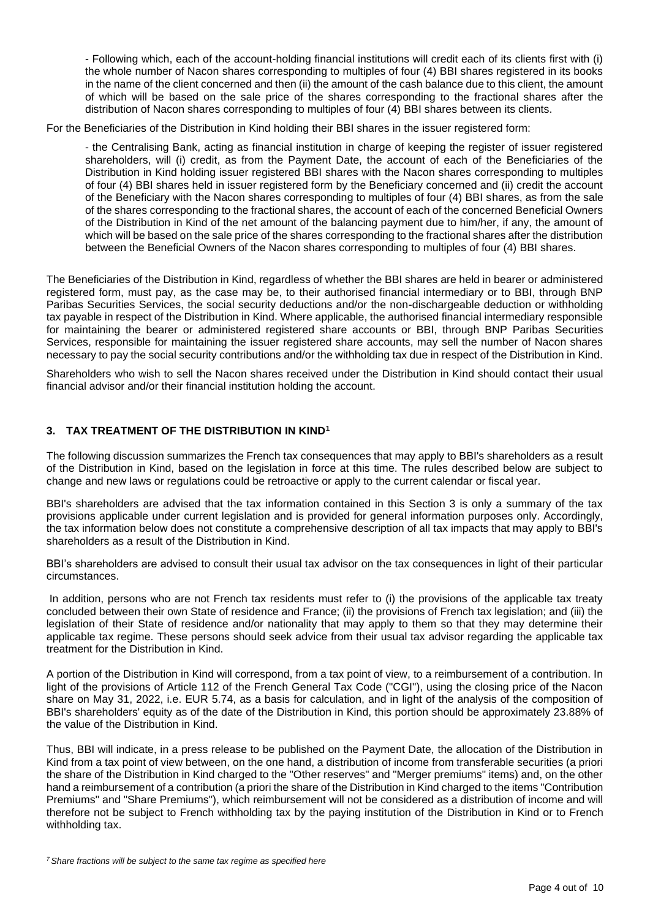- Following which, each of the account-holding financial institutions will credit each of its clients first with (i) the whole number of Nacon shares corresponding to multiples of four (4) BBI shares registered in its books in the name of the client concerned and then (ii) the amount of the cash balance due to this client, the amount of which will be based on the sale price of the shares corresponding to the fractional shares after the distribution of Nacon shares corresponding to multiples of four (4) BBI shares between its clients.

For the Beneficiaries of the Distribution in Kind holding their BBI shares in the issuer registered form:

- the Centralising Bank, acting as financial institution in charge of keeping the register of issuer registered shareholders, will (i) credit, as from the Payment Date, the account of each of the Beneficiaries of the Distribution in Kind holding issuer registered BBI shares with the Nacon shares corresponding to multiples of four (4) BBI shares held in issuer registered form by the Beneficiary concerned and (ii) credit the account of the Beneficiary with the Nacon shares corresponding to multiples of four (4) BBI shares, as from the sale of the shares corresponding to the fractional shares, the account of each of the concerned Beneficial Owners of the Distribution in Kind of the net amount of the balancing payment due to him/her, if any, the amount of which will be based on the sale price of the shares corresponding to the fractional shares after the distribution between the Beneficial Owners of the Nacon shares corresponding to multiples of four (4) BBI shares.

The Beneficiaries of the Distribution in Kind, regardless of whether the BBI shares are held in bearer or administered registered form, must pay, as the case may be, to their authorised financial intermediary or to BBI, through BNP Paribas Securities Services, the social security deductions and/or the non-dischargeable deduction or withholding tax payable in respect of the Distribution in Kind. Where applicable, the authorised financial intermediary responsible for maintaining the bearer or administered registered share accounts or BBI, through BNP Paribas Securities Services, responsible for maintaining the issuer registered share accounts, may sell the number of Nacon shares necessary to pay the social security contributions and/or the withholding tax due in respect of the Distribution in Kind.

Shareholders who wish to sell the Nacon shares received under the Distribution in Kind should contact their usual financial advisor and/or their financial institution holding the account.

## 3. TAX TREATMENT OF THE DISTRIBUTION IN KIND[1]

The following discussion summarizes the French tax consequences that may apply to BBI's shareholders as a result of the Distribution in Kind, based on the legislation in force at this time. The rules described below are subject to change and new laws or regulations could be retroactive or apply to the current calendar or fiscal year.

BBI's shareholders are advised that the tax information contained in this Section 3 is only a summary of the tax provisions applicable under current legislation and is provided for general information purposes only. Accordingly, the tax information below does not constitute a comprehensive description of all tax impacts that may apply to BBI's shareholders as a result of the Distribution in Kind.

BBI's shareholders are advised to consult their usual tax advisor on the tax consequences in light of their particular circumstances.

In addition, persons who are not French tax residents must refer to (i) the provisions of the applicable tax treaty concluded between their own State of residence and France; (ii) the provisions of French tax legislation; and (iii) the legislation of their State of residence and/or nationality that may apply to them so that they may determine their applicable tax regime. These persons should seek advice from their usual tax advisor regarding the applicable tax treatment for the Distribution in Kind.

A portion of the Distribution in Kind will correspond, from a tax point of view, to a reimbursement of a contribution. In light of the provisions of Article 112 of the French General Tax Code ("CGI"), using the closing price of the Nacon share on May 31, 2022, i.e. EUR 5.74, as a basis for calculation, and in light of the analysis of the composition of BBI's shareholders' equity as of the date of the Distribution in Kind, this portion should be approximately 23.88% of the value of the Distribution in Kind.

Thus, BBI will indicate, in a press release to be published on the Payment Date, the allocation of the Distribution in Kind from a tax point of view between, on the one hand, a distribution of income from transferable securities (a priori the share of the Distribution in Kind charged to the "Other reserves" and "Merger premiums" items) and, on the other hand a reimbursement of a contribution (a priori the share of the Distribution in Kind charged to the items "Contribution Premiums" and "Share Premiums"), which reimbursement will not be considered as a distribution of income and will therefore not be subject to French withholding tax by the paying institution of the Distribution in Kind or to French withholding tax.

[7] *Share fractions will be subject to the same tax regime as specified here*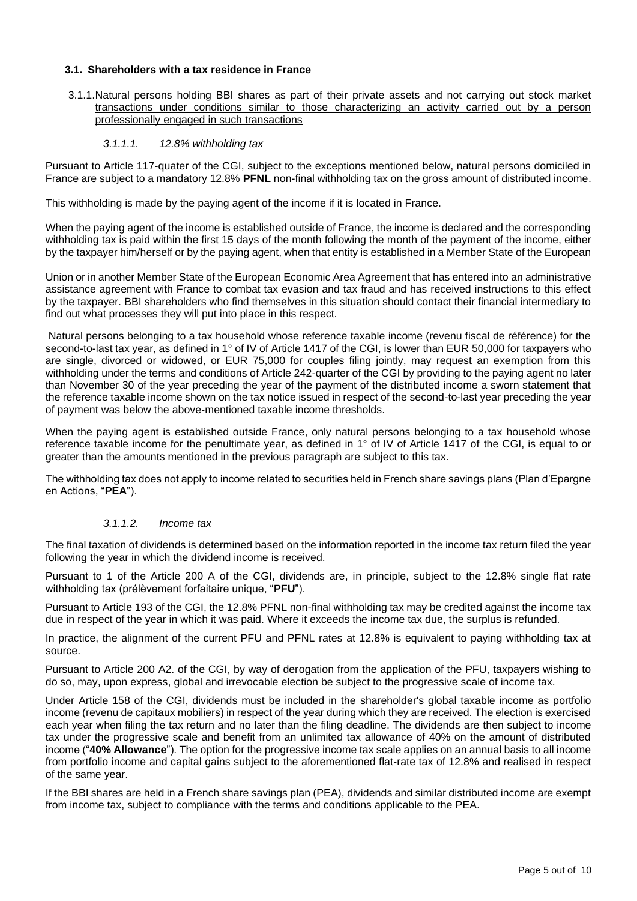### 3.1. Shareholders with a tax residence in France

#### 3.1.1. Natural persons holding BBI shares as part of their private assets and not carrying out stock market transactions under conditions similar to those characterizing an activity carried out by a person professionally engaged in such transactions

##### *3.1.1.1. 12.8% withholding tax*

Pursuant to Article 117-quater of the CGI, subject to the exceptions mentioned below, natural persons domiciled in France are subject to a mandatory 12.8% **PFNL** non-final withholding tax on the gross amount of distributed income.

This withholding is made by the paying agent of the income if it is located in France.

When the paying agent of the income is established outside of France, the income is declared and the corresponding withholding tax is paid within the first 15 days of the month following the month of the payment of the income, either by the taxpayer him/herself or by the paying agent, when that entity is established in a Member State of the European Union or in another Member State of the European Economic Area Agreement that has entered into an administrative assistance agreement with France to combat tax evasion and tax fraud and has received instructions to this effect by the taxpayer. BBI shareholders who find themselves in this situation should contact their financial intermediary to find out what processes they will put into place in this respect.

Natural persons belonging to a tax household whose reference taxable income (revenu fiscal de référence) for the second-to-last tax year, as defined in 1° of IV of Article 1417 of the CGI, is lower than EUR 50,000 for taxpayers who are single, divorced or widowed, or EUR 75,000 for couples filing jointly, may request an exemption from this withholding under the terms and conditions of Article 242-quater of the CGI by providing to the paying agent no later than November 30 of the year preceding the year of the payment of the distributed income a sworn statement that the reference taxable income shown on the tax notice issued in respect of the second-to-last year preceding the year of payment was below the above-mentioned taxable income thresholds.

When the paying agent is established outside France, only natural persons belonging to a tax household whose reference taxable income for the penultimate year, as defined in 1° of IV of Article 1417 of the CGI, is equal to or greater than the amounts mentioned in the previous paragraph are subject to this tax.

The withholding tax does not apply to income related to securities held in French share savings plans (Plan d'Epargne en Actions, "**PEA**").

##### *3.1.1.2. Income tax*

The final taxation of dividends is determined based on the information reported in the income tax return filed the year following the year in which the dividend income is received.

Pursuant to 1 of the Article 200 A of the CGI, dividends are, in principle, subject to the 12.8% single flat rate withholding tax (prélèvement forfaitaire unique, "**PFU**").

Pursuant to Article 193 of the CGI, the 12.8% PFNL non-final withholding tax may be credited against the income tax due in respect of the year in which it was paid. Where it exceeds the income tax due, the surplus is refunded.

In practice, the alignment of the current PFU and PFNL rates at 12.8% is equivalent to paying withholding tax at source.

Pursuant to Article 200 A2. of the CGI, by way of derogation from the application of the PFU, taxpayers wishing to do so, may, upon express, global and irrevocable election be subject to the progressive scale of income tax.

Under Article 158 of the CGI, dividends must be included in the shareholder's global taxable income as portfolio income (revenu de capitaux mobiliers) in respect of the year during which they are received. The election is exercised each year when filing the tax return and no later than the filing deadline. The dividends are then subject to income tax under the progressive scale and benefit from an unlimited tax allowance of 40% on the amount of distributed income ("**40% Allowance**"). The option for the progressive income tax scale applies on an annual basis to all income from portfolio income and capital gains subject to the aforementioned flat-rate tax of 12.8% and realised in respect of the same year.

If the BBI shares are held in a French share savings plan (PEA), dividends and similar distributed income are exempt from income tax, subject to compliance with the terms and conditions applicable to the PEA.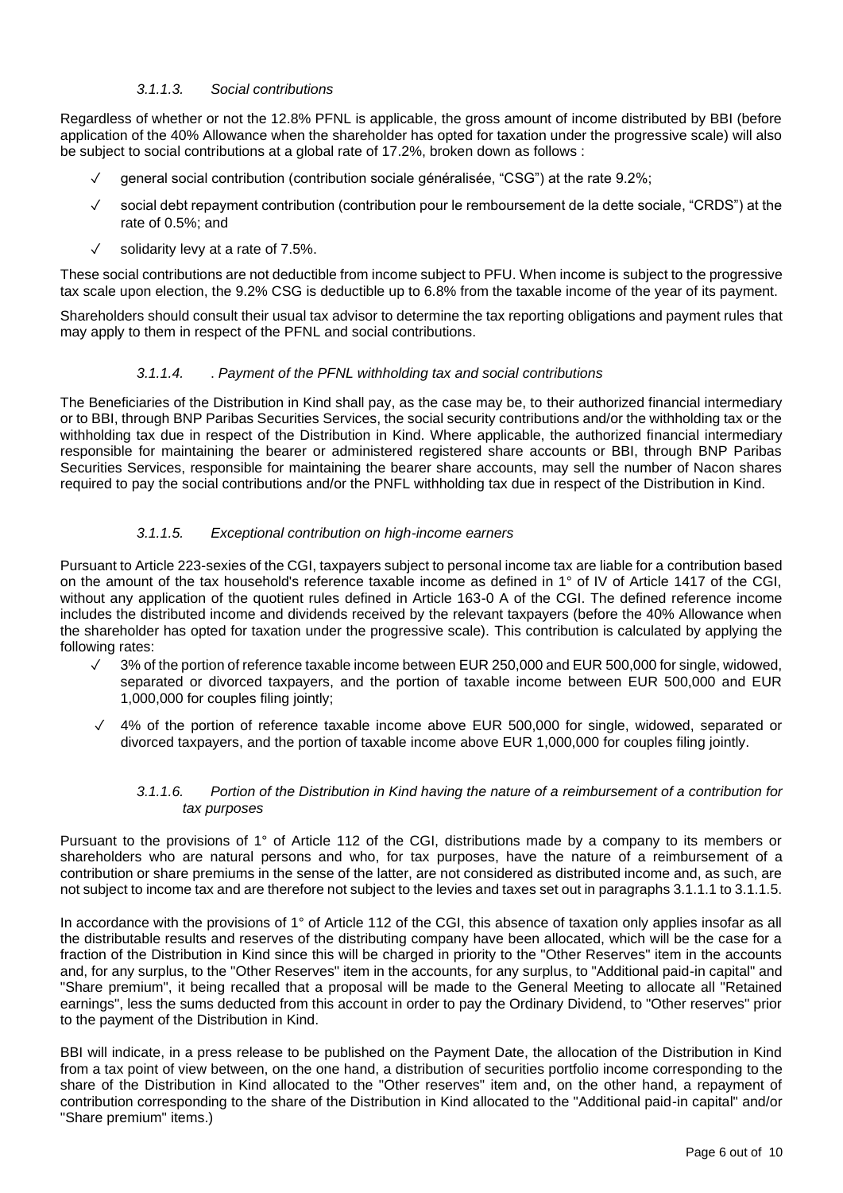#### *3.1.1.3. Social contributions*

Regardless of whether or not the 12.8% PFNL is applicable, the gross amount of income distributed by BBI (before application of the 40% Allowance when the shareholder has opted for taxation under the progressive scale) will also be subject to social contributions at a global rate of 17.2%, broken down as follows :

- ✓ general social contribution (contribution sociale généralisée, "CSG") at the rate 9.2%;
- ✓ social debt repayment contribution (contribution pour le remboursement de la dette sociale, "CRDS") at the rate of 0.5%; and
- ✓ solidarity levy at a rate of 7.5%.

These social contributions are not deductible from income subject to PFU. When income is subject to the progressive tax scale upon election, the 9.2% CSG is deductible up to 6.8% from the taxable income of the year of its payment.

Shareholders should consult their usual tax advisor to determine the tax reporting obligations and payment rules that may apply to them in respect of the PFNL and social contributions.

#### *3.1.1.4. . Payment of the PFNL withholding tax and social contributions*

The Beneficiaries of the Distribution in Kind shall pay, as the case may be, to their authorized financial intermediary or to BBI, through BNP Paribas Securities Services, the social security contributions and/or the withholding tax or the withholding tax due in respect of the Distribution in Kind. Where applicable, the authorized financial intermediary responsible for maintaining the bearer or administered registered share accounts or BBI, through BNP Paribas Securities Services, responsible for maintaining the bearer share accounts, may sell the number of Nacon shares required to pay the social contributions and/or the PNFL withholding tax due in respect of the Distribution in Kind.

#### *3.1.1.5. Exceptional contribution on high-income earners*

Pursuant to Article 223-sexies of the CGI, taxpayers subject to personal income tax are liable for a contribution based on the amount of the tax household's reference taxable income as defined in 1° of IV of Article 1417 of the CGI, without any application of the quotient rules defined in Article 163-0 A of the CGI. The defined reference income includes the distributed income and dividends received by the relevant taxpayers (before the 40% Allowance when the shareholder has opted for taxation under the progressive scale). This contribution is calculated by applying the following rates:

- ✓ 3% of the portion of reference taxable income between EUR 250,000 and EUR 500,000 for single, widowed, separated or divorced taxpayers, and the portion of taxable income between EUR 500,000 and EUR 1,000,000 for couples filing jointly;
- ✓ 4% of the portion of reference taxable income above EUR 500,000 for single, widowed, separated or divorced taxpayers, and the portion of taxable income above EUR 1,000,000 for couples filing jointly.

#### *3.1.1.6. Portion of the Distribution in Kind having the nature of a reimbursement of a contribution for tax purposes*

Pursuant to the provisions of 1° of Article 112 of the CGI, distributions made by a company to its members or shareholders who are natural persons and who, for tax purposes, have the nature of a reimbursement of a contribution or share premiums in the sense of the latter, are not considered as distributed income and, as such, are not subject to income tax and are therefore not subject to the levies and taxes set out in paragraphs 3.1.1.1 to 3.1.1.5.

In accordance with the provisions of 1° of Article 112 of the CGI, this absence of taxation only applies insofar as all the distributable results and reserves of the distributing company have been allocated, which will be the case for a fraction of the Distribution in Kind since this will be charged in priority to the "Other Reserves" item in the accounts and, for any surplus, to the "Other Reserves" item in the accounts, for any surplus, to "Additional paid-in capital" and "Share premium", it being recalled that a proposal will be made to the General Meeting to allocate all "Retained earnings", less the sums deducted from this account in order to pay the Ordinary Dividend, to "Other reserves" prior to the payment of the Distribution in Kind.

BBI will indicate, in a press release to be published on the Payment Date, the allocation of the Distribution in Kind from a tax point of view between, on the one hand, a distribution of securities portfolio income corresponding to the share of the Distribution in Kind allocated to the "Other reserves" item and, on the other hand, a repayment of contribution corresponding to the share of the Distribution in Kind allocated to the "Additional paid-in capital" and/or "Share premium" items.)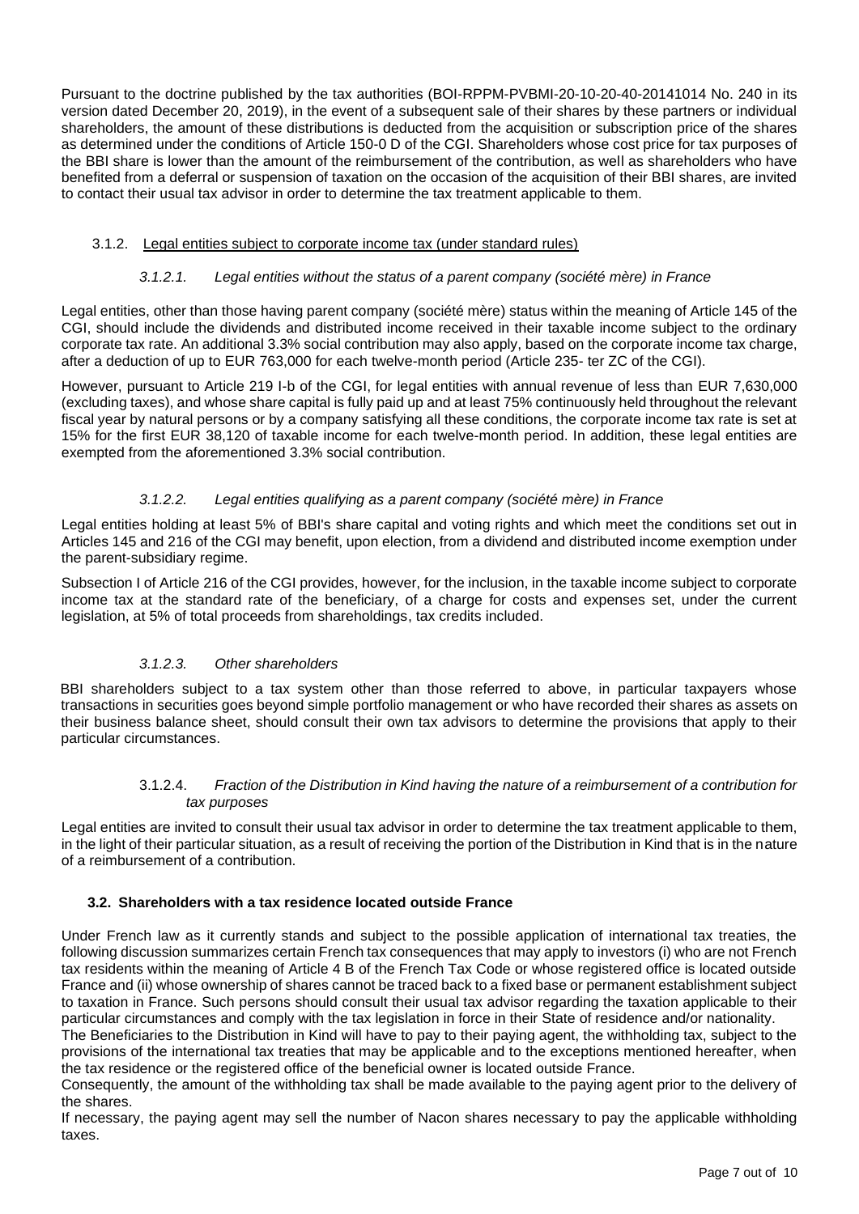Pursuant to the doctrine published by the tax authorities (BOI-RPPM-PVBMI-20-10-20-40-20141014 No. 240 in its version dated December 20, 2019), in the event of a subsequent sale of their shares by these partners or individual shareholders, the amount of these distributions is deducted from the acquisition or subscription price of the shares as determined under the conditions of Article 150-0 D of the CGI. Shareholders whose cost price for tax purposes of the BBI share is lower than the amount of the reimbursement of the contribution, as well as shareholders who have benefited from a deferral or suspension of taxation on the occasion of the acquisition of their BBI shares, are invited to contact their usual tax advisor in order to determine the tax treatment applicable to them.

### 3.1.2. Legal entities subject to corporate income tax (under standard rules)

#### *3.1.2.1. Legal entities without the status of a parent company (société mère) in France*

Legal entities, other than those having parent company (société mère) status within the meaning of Article 145 of the CGI, should include the dividends and distributed income received in their taxable income subject to the ordinary corporate tax rate. An additional 3.3% social contribution may also apply, based on the corporate income tax charge, after a deduction of up to EUR 763,000 for each twelve-month period (Article 235- ter ZC of the CGI).

However, pursuant to Article 219 I-b of the CGI, for legal entities with annual revenue of less than EUR 7,630,000 (excluding taxes), and whose share capital is fully paid up and at least 75% continuously held throughout the relevant fiscal year by natural persons or by a company satisfying all these conditions, the corporate income tax rate is set at 15% for the first EUR 38,120 of taxable income for each twelve-month period. In addition, these legal entities are exempted from the aforementioned 3.3% social contribution.

#### *3.1.2.2. Legal entities qualifying as a parent company (société mère) in France*

Legal entities holding at least 5% of BBI's share capital and voting rights and which meet the conditions set out in Articles 145 and 216 of the CGI may benefit, upon election, from a dividend and distributed income exemption under the parent-subsidiary regime.

Subsection I of Article 216 of the CGI provides, however, for the inclusion, in the taxable income subject to corporate income tax at the standard rate of the beneficiary, of a charge for costs and expenses set, under the current legislation, at 5% of total proceeds from shareholdings, tax credits included.

#### *3.1.2.3. Other shareholders*

BBI shareholders subject to a tax system other than those referred to above, in particular taxpayers whose transactions in securities goes beyond simple portfolio management or who have recorded their shares as assets on their business balance sheet, should consult their own tax advisors to determine the provisions that apply to their particular circumstances.

#### 3.1.2.4. *Fraction of the Distribution in Kind having the nature of a reimbursement of a contribution for tax purposes*

Legal entities are invited to consult their usual tax advisor in order to determine the tax treatment applicable to them, in the light of their particular situation, as a result of receiving the portion of the Distribution in Kind that is in the nature of a reimbursement of a contribution.

### 3.2. Shareholders with a tax residence located outside France

Under French law as it currently stands and subject to the possible application of international tax treaties, the following discussion summarizes certain French tax consequences that may apply to investors (i) who are not French tax residents within the meaning of Article 4 B of the French Tax Code or whose registered office is located outside France and (ii) whose ownership of shares cannot be traced back to a fixed base or permanent establishment subject to taxation in France. Such persons should consult their usual tax advisor regarding the taxation applicable to their particular circumstances and comply with the tax legislation in force in their State of residence and/or nationality.

The Beneficiaries to the Distribution in Kind will have to pay to their paying agent, the withholding tax, subject to the provisions of the international tax treaties that may be applicable and to the exceptions mentioned hereafter, when the tax residence or the registered office of the beneficial owner is located outside France.

Consequently, the amount of the withholding tax shall be made available to the paying agent prior to the delivery of the shares.

If necessary, the paying agent may sell the number of Nacon shares necessary to pay the applicable withholding taxes.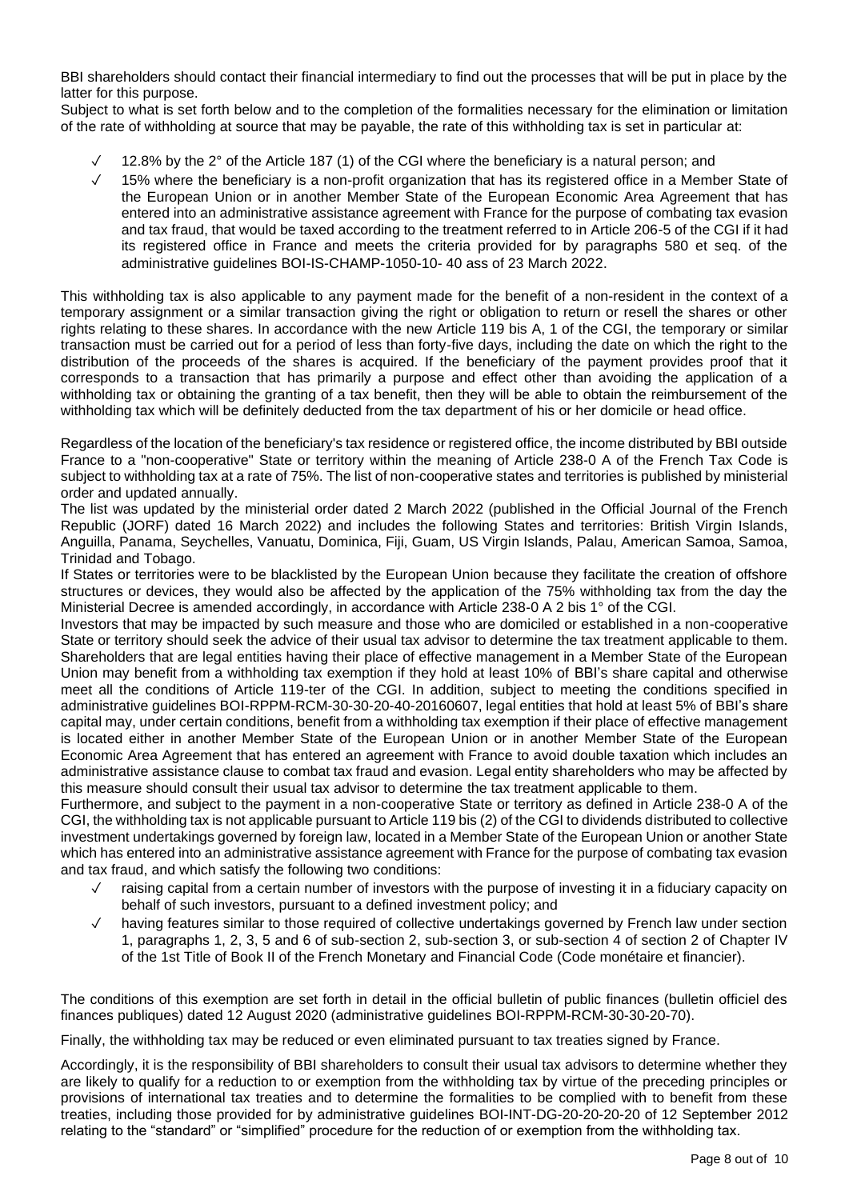BBI shareholders should contact their financial intermediary to find out the processes that will be put in place by the latter for this purpose.

Subject to what is set forth below and to the completion of the formalities necessary for the elimination or limitation of the rate of withholding at source that may be payable, the rate of this withholding tax is set in particular at:

- ✓ 12.8% by the 2° of the Article 187 (1) of the CGI where the beneficiary is a natural person; and
- ✓ 15% where the beneficiary is a non-profit organization that has its registered office in a Member State of the European Union or in another Member State of the European Economic Area Agreement that has entered into an administrative assistance agreement with France for the purpose of combating tax evasion and tax fraud, that would be taxed according to the treatment referred to in Article 206-5 of the CGI if it had its registered office in France and meets the criteria provided for by paragraphs 580 et seq. of the administrative guidelines BOI-IS-CHAMP-1050-10- 40 ass of 23 March 2022.

This withholding tax is also applicable to any payment made for the benefit of a non-resident in the context of a temporary assignment or a similar transaction giving the right or obligation to return or resell the shares or other rights relating to these shares. In accordance with the new Article 119 bis A, 1 of the CGI, the temporary or similar transaction must be carried out for a period of less than forty-five days, including the date on which the right to the distribution of the proceeds of the shares is acquired. If the beneficiary of the payment provides proof that it corresponds to a transaction that has primarily a purpose and effect other than avoiding the application of a withholding tax or obtaining the granting of a tax benefit, then they will be able to obtain the reimbursement of the withholding tax which will be definitely deducted from the tax department of his or her domicile or head office.

Regardless of the location of the beneficiary's tax residence or registered office, the income distributed by BBI outside France to a "non-cooperative" State or territory within the meaning of Article 238-0 A of the French Tax Code is subject to withholding tax at a rate of 75%. The list of non-cooperative states and territories is published by ministerial order and updated annually.

The list was updated by the ministerial order dated 2 March 2022 (published in the Official Journal of the French Republic (JORF) dated 16 March 2022) and includes the following States and territories: British Virgin Islands, Anguilla, Panama, Seychelles, Vanuatu, Dominica, Fiji, Guam, US Virgin Islands, Palau, American Samoa, Samoa, Trinidad and Tobago.

If States or territories were to be blacklisted by the European Union because they facilitate the creation of offshore structures or devices, they would also be affected by the application of the 75% withholding tax from the day the Ministerial Decree is amended accordingly, in accordance with Article 238-0 A 2 bis 1° of the CGI.

Investors that may be impacted by such measure and those who are domiciled or established in a non-cooperative State or territory should seek the advice of their usual tax advisor to determine the tax treatment applicable to them.

Shareholders that are legal entities having their place of effective management in a Member State of the European Union may benefit from a withholding tax exemption if they hold at least 10% of BBI's share capital and otherwise meet all the conditions of Article 119-ter of the CGI. In addition, subject to meeting the conditions specified in administrative guidelines BOI-RPPM-RCM-30-30-20-40-20160607, legal entities that hold at least 5% of BBI's share capital may, under certain conditions, benefit from a withholding tax exemption if their place of effective management is located either in another Member State of the European Union or in another Member State of the European Economic Area Agreement that has entered an agreement with France to avoid double taxation which includes an administrative assistance clause to combat tax fraud and evasion. Legal entity shareholders who may be affected by this measure should consult their usual tax advisor to determine the tax treatment applicable to them.

Furthermore, and subject to the payment in a non-cooperative State or territory as defined in Article 238-0 A of the CGI, the withholding tax is not applicable pursuant to Article 119 bis (2) of the CGI to dividends distributed to collective investment undertakings governed by foreign law, located in a Member State of the European Union or another State which has entered into an administrative assistance agreement with France for the purpose of combating tax evasion and tax fraud, and which satisfy the following two conditions:

- ✓ raising capital from a certain number of investors with the purpose of investing it in a fiduciary capacity on behalf of such investors, pursuant to a defined investment policy; and
- ✓ having features similar to those required of collective undertakings governed by French law under section 1, paragraphs 1, 2, 3, 5 and 6 of sub-section 2, sub-section 3, or sub-section 4 of section 2 of Chapter IV of the 1st Title of Book II of the French Monetary and Financial Code (Code monétaire et financier).

The conditions of this exemption are set forth in detail in the official bulletin of public finances (bulletin officiel des finances publiques) dated 12 August 2020 (administrative guidelines BOI-RPPM-RCM-30-30-20-70).

Finally, the withholding tax may be reduced or even eliminated pursuant to tax treaties signed by France.

Accordingly, it is the responsibility of BBI shareholders to consult their usual tax advisors to determine whether they are likely to qualify for a reduction to or exemption from the withholding tax by virtue of the preceding principles or provisions of international tax treaties and to determine the formalities to be complied with to benefit from these treaties, including those provided for by administrative guidelines BOI-INT-DG-20-20-20-20 of 12 September 2012 relating to the "standard" or "simplified" procedure for the reduction of or exemption from the withholding tax.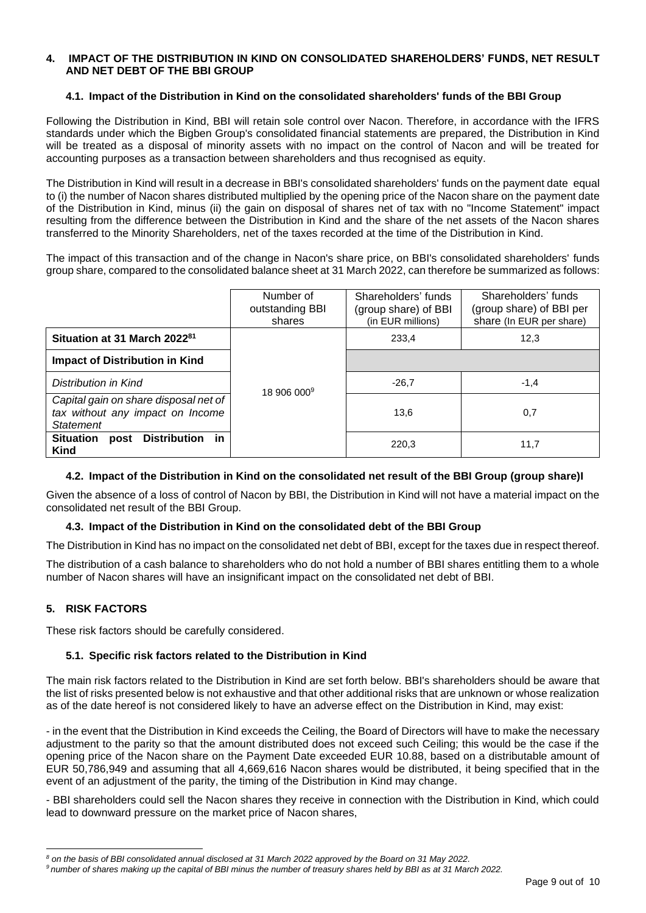## 4. IMPACT OF THE DISTRIBUTION IN KIND ON CONSOLIDATED SHAREHOLDERS' FUNDS, NET RESULT AND NET DEBT OF THE BBI GROUP

### 4.1. Impact of the Distribution in Kind on the consolidated shareholders' funds of the BBI Group

Following the Distribution in Kind, BBI will retain sole control over Nacon. Therefore, in accordance with the IFRS standards under which the Bigben Group's consolidated financial statements are prepared, the Distribution in Kind will be treated as a disposal of minority assets with no impact on the control of Nacon and will be treated for accounting purposes as a transaction between shareholders and thus recognised as equity.

The Distribution in Kind will result in a decrease in BBI's consolidated shareholders' funds on the payment date equal to (i) the number of Nacon shares distributed multiplied by the opening price of the Nacon share on the payment date of the Distribution in Kind, minus (ii) the gain on disposal of shares net of tax with no "Income Statement" impact resulting from the difference between the Distribution in Kind and the share of the net assets of the Nacon shares transferred to the Minority Shareholders, net of the taxes recorded at the time of the Distribution in Kind.

The impact of this transaction and of the change in Nacon's share price, on BBI's consolidated shareholders' funds group share, compared to the consolidated balance sheet at 31 March 2022, can therefore be summarized as follows:

| | Number of outstanding BBI shares | Shareholders' funds (group share) of BBI (in EUR millions) | Shareholders' funds (group share) of BBI per share (In EUR per share) |
|---|---|---|---|
| **Situation at 31 March 2022**[8] | 18 906 000[9] | 233,4 | 12,3 |
| **Impact of Distribution in Kind** | | | |
| *Distribution in Kind* | | -26,7 | -1,4 |
| *Capital gain on share disposal net of tax without any impact on Income Statement* | | 13,6 | 0,7 |
| **Situation post Distribution in Kind** | | 220,3 | 11,7 |

### 4.2. Impact of the Distribution in Kind on the consolidated net result of the BBI Group (group share)I

Given the absence of a loss of control of Nacon by BBI, the Distribution in Kind will not have a material impact on the consolidated net result of the BBI Group.

### 4.3. Impact of the Distribution in Kind on the consolidated debt of the BBI Group

The Distribution in Kind has no impact on the consolidated net debt of BBI, except for the taxes due in respect thereof.

The distribution of a cash balance to shareholders who do not hold a number of BBI shares entitling them to a whole number of Nacon shares will have an insignificant impact on the consolidated net debt of BBI.

## 5. RISK FACTORS

These risk factors should be carefully considered.

### 5.1. Specific risk factors related to the Distribution in Kind

The main risk factors related to the Distribution in Kind are set forth below. BBI's shareholders should be aware that the list of risks presented below is not exhaustive and that other additional risks that are unknown or whose realization as of the date hereof is not considered likely to have an adverse effect on the Distribution in Kind, may exist:

- in the event that the Distribution in Kind exceeds the Ceiling, the Board of Directors will have to make the necessary adjustment to the parity so that the amount distributed does not exceed such Ceiling; this would be the case if the opening price of the Nacon share on the Payment Date exceeded EUR 10.88, based on a distributable amount of EUR 50,786,949 and assuming that all 4,669,616 Nacon shares would be distributed, it being specified that in the event of an adjustment of the parity, the timing of the Distribution in Kind may change.

- BBI shareholders could sell the Nacon shares they receive in connection with the Distribution in Kind, which could lead to downward pressure on the market price of Nacon shares,

---

*[8] on the basis of BBI consolidated annual disclosed at 31 March 2022 approved by the Board on 31 May 2022.*

*[9] number of shares making up the capital of BBI minus the number of treasury shares held by BBI as at 31 March 2022.*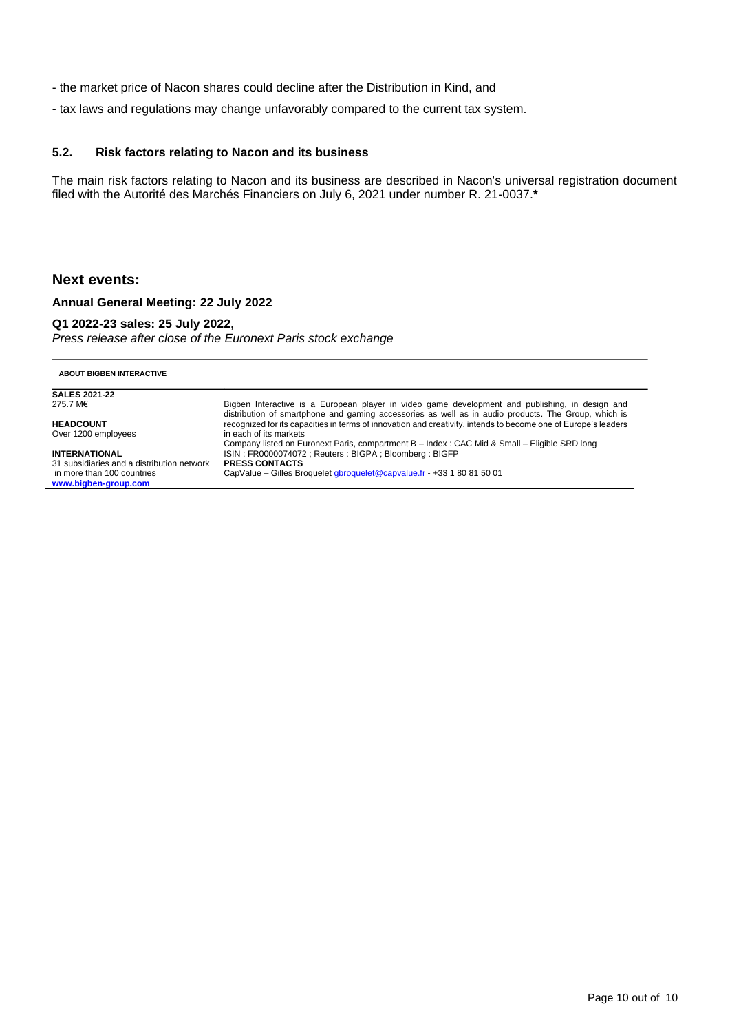- the market price of Nacon shares could decline after the Distribution in Kind, and

- tax laws and regulations may change unfavorably compared to the current tax system.

### 5.2. Risk factors relating to Nacon and its business

The main risk factors relating to Nacon and its business are described in Nacon's universal registration document filed with the Autorité des Marchés Financiers on July 6, 2021 under number R. 21-0037.*

## Next events:

**Annual General Meeting: 22 July 2022**

**Q1 2022-23 sales: 25 July 2022,**
*Press release after close of the Euronext Paris stock exchange*

---

**ABOUT BIGBEN INTERACTIVE**

**SALES 2021-22**
275.7 M€

**HEADCOUNT**
Over 1200 employees

**INTERNATIONAL**
31 subsidiaries and a distribution network in more than 100 countries
**www.bigben-group.com**

Bigben Interactive is a European player in video game development and publishing, in design and distribution of smartphone and gaming accessories as well as in audio products. The Group, which is recognized for its capacities in terms of innovation and creativity, intends to become one of Europe's leaders in each of its markets
Company listed on Euronext Paris, compartment B – Index : CAC Mid & Small – Eligible SRD long
ISIN : FR0000074072 ; Reuters : BIGPA ; Bloomberg : BIGFP
**PRESS CONTACTS**
CapValue – Gilles Broquelet gbroquelet@capvalue.fr - +33 1 80 81 50 01